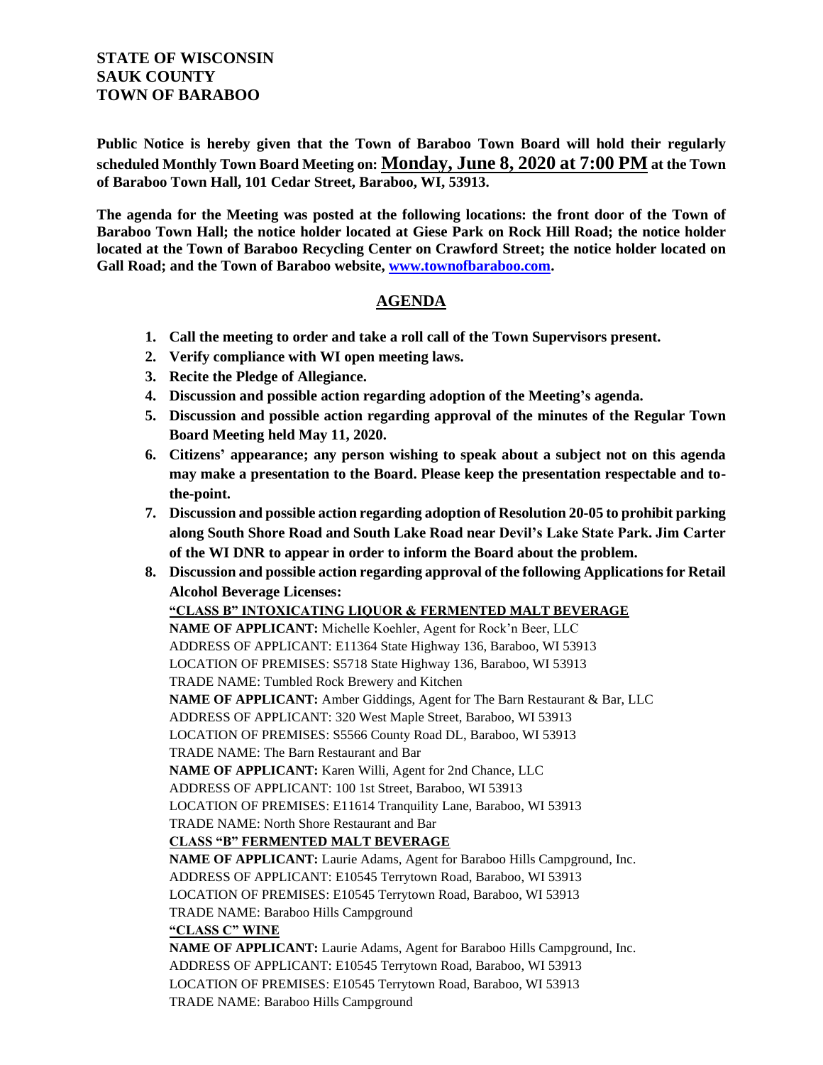**STATE OF WISCONSIN**
**SAUK COUNTY**
**TOWN OF BARABOO**

**Public Notice is hereby given that the Town of Baraboo Town Board will hold their regularly scheduled Monthly Town Board Meeting on: <u>Monday, June 8, 2020 at 7:00 PM</u> at the Town of Baraboo Town Hall, 101 Cedar Street, Baraboo, WI, 53913.**

**The agenda for the Meeting was posted at the following locations: the front door of the Town of Baraboo Town Hall; the notice holder located at Giese Park on Rock Hill Road; the notice holder located at the Town of Baraboo Recycling Center on Crawford Street; the notice holder located on Gall Road; and the Town of Baraboo website, [www.townofbaraboo.com](http://www.townofbaraboo.com).**

## AGENDA

1. **Call the meeting to order and take a roll call of the Town Supervisors present.**
2. **Verify compliance with WI open meeting laws.**
3. **Recite the Pledge of Allegiance.**
4. **Discussion and possible action regarding adoption of the Meeting's agenda.**
5. **Discussion and possible action regarding approval of the minutes of the Regular Town Board Meeting held May 11, 2020.**
6. **Citizens' appearance; any person wishing to speak about a subject not on this agenda may make a presentation to the Board. Please keep the presentation respectable and to-the-point.**
7. **Discussion and possible action regarding adoption of Resolution 20-05 to prohibit parking along South Shore Road and South Lake Road near Devil's Lake State Park. Jim Carter of the WI DNR to appear in order to inform the Board about the problem.**
8. **Discussion and possible action regarding approval of the following Applications for Retail Alcohol Beverage Licenses:**

   **<u>"CLASS B" INTOXICATING LIQUOR & FERMENTED MALT BEVERAGE</u>**

   **NAME OF APPLICANT:** Michelle Koehler, Agent for Rock'n Beer, LLC
   ADDRESS OF APPLICANT: E11364 State Highway 136, Baraboo, WI 53913
   LOCATION OF PREMISES: S5718 State Highway 136, Baraboo, WI 53913
   TRADE NAME: Tumbled Rock Brewery and Kitchen

   **NAME OF APPLICANT:** Amber Giddings, Agent for The Barn Restaurant & Bar, LLC
   ADDRESS OF APPLICANT: 320 West Maple Street, Baraboo, WI 53913
   LOCATION OF PREMISES: S5566 County Road DL, Baraboo, WI 53913
   TRADE NAME: The Barn Restaurant and Bar

   **NAME OF APPLICANT:** Karen Willi, Agent for 2nd Chance, LLC
   ADDRESS OF APPLICANT: 100 1st Street, Baraboo, WI 53913
   LOCATION OF PREMISES: E11614 Tranquility Lane, Baraboo, WI 53913
   TRADE NAME: North Shore Restaurant and Bar

   **<u>CLASS "B" FERMENTED MALT BEVERAGE</u>**

   **NAME OF APPLICANT:** Laurie Adams, Agent for Baraboo Hills Campground, Inc.
   ADDRESS OF APPLICANT: E10545 Terrytown Road, Baraboo, WI 53913
   LOCATION OF PREMISES: E10545 Terrytown Road, Baraboo, WI 53913
   TRADE NAME: Baraboo Hills Campground

   **<u>"CLASS C" WINE</u>**

   **NAME OF APPLICANT:** Laurie Adams, Agent for Baraboo Hills Campground, Inc.
   ADDRESS OF APPLICANT: E10545 Terrytown Road, Baraboo, WI 53913
   LOCATION OF PREMISES: E10545 Terrytown Road, Baraboo, WI 53913
   TRADE NAME: Baraboo Hills Campground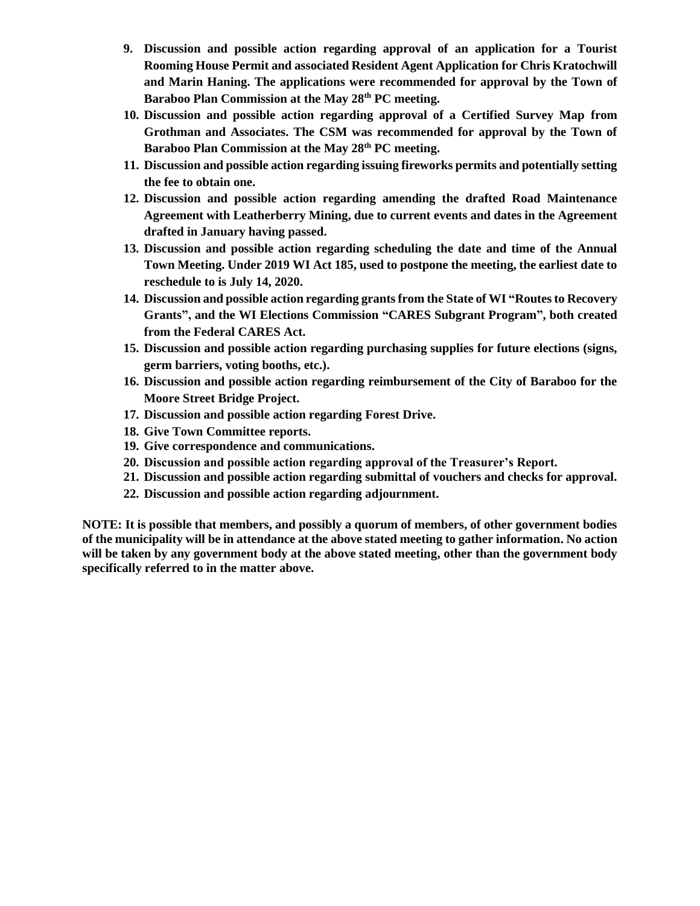9. **Discussion and possible action regarding approval of an application for a Tourist Rooming House Permit and associated Resident Agent Application for Chris Kratochwill and Marin Haning. The applications were recommended for approval by the Town of Baraboo Plan Commission at the May 28th PC meeting.**
10. **Discussion and possible action regarding approval of a Certified Survey Map from Grothman and Associates. The CSM was recommended for approval by the Town of Baraboo Plan Commission at the May 28th PC meeting.**
11. **Discussion and possible action regarding issuing fireworks permits and potentially setting the fee to obtain one.**
12. **Discussion and possible action regarding amending the drafted Road Maintenance Agreement with Leatherberry Mining, due to current events and dates in the Agreement drafted in January having passed.**
13. **Discussion and possible action regarding scheduling the date and time of the Annual Town Meeting. Under 2019 WI Act 185, used to postpone the meeting, the earliest date to reschedule to is July 14, 2020.**
14. **Discussion and possible action regarding grants from the State of WI "Routes to Recovery Grants", and the WI Elections Commission "CARES Subgrant Program", both created from the Federal CARES Act.**
15. **Discussion and possible action regarding purchasing supplies for future elections (signs, germ barriers, voting booths, etc.).**
16. **Discussion and possible action regarding reimbursement of the City of Baraboo for the Moore Street Bridge Project.**
17. **Discussion and possible action regarding Forest Drive.**
18. **Give Town Committee reports.**
19. **Give correspondence and communications.**
20. **Discussion and possible action regarding approval of the Treasurer's Report.**
21. **Discussion and possible action regarding submittal of vouchers and checks for approval.**
22. **Discussion and possible action regarding adjournment.**

**NOTE: It is possible that members, and possibly a quorum of members, of other government bodies of the municipality will be in attendance at the above stated meeting to gather information. No action will be taken by any government body at the above stated meeting, other than the government body specifically referred to in the matter above.**